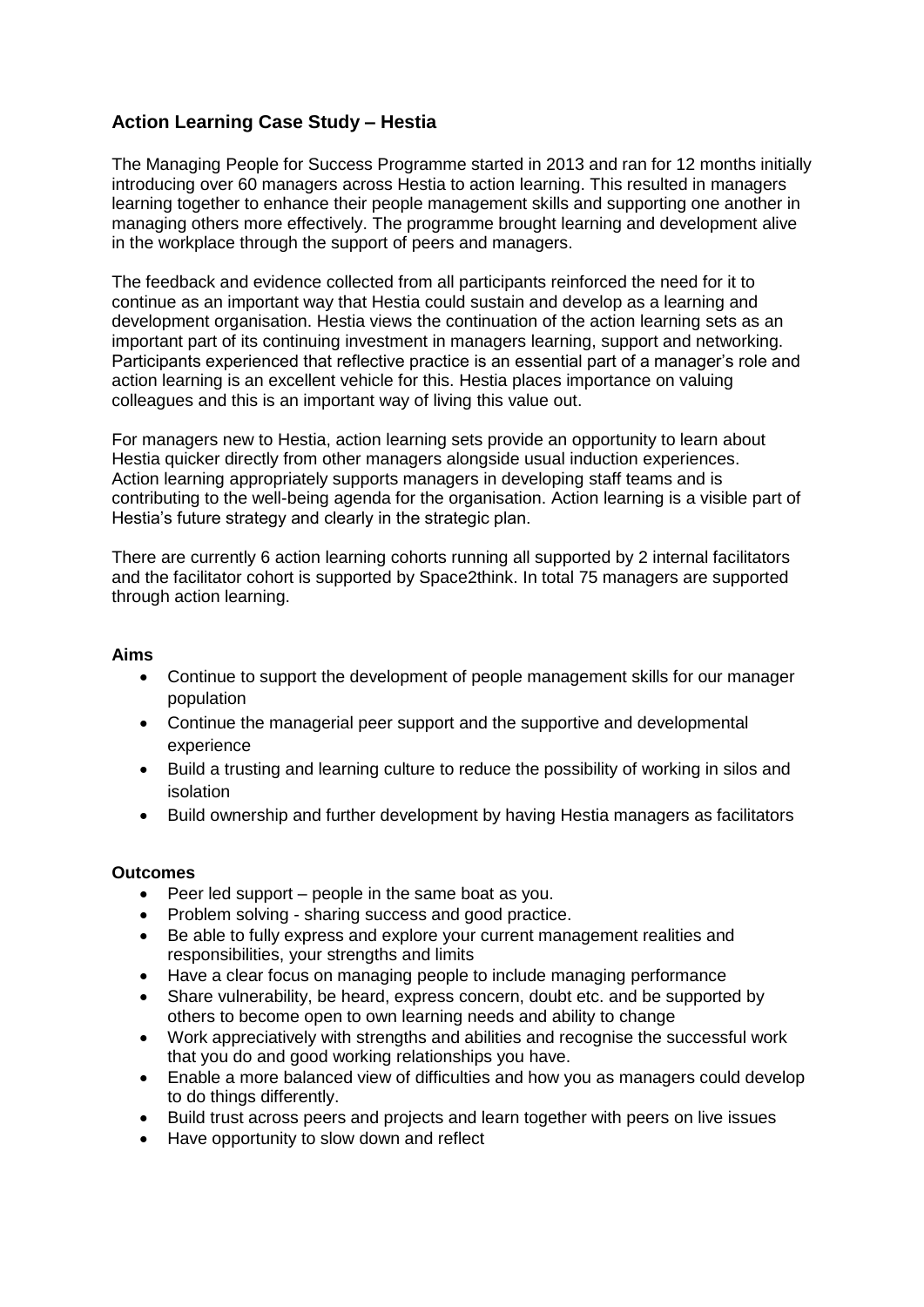## Action Learning Case Study – Hestia

The Managing People for Success Programme started in 2013 and ran for 12 months initially introducing over 60 managers across Hestia to action learning. This resulted in managers learning together to enhance their people management skills and supporting one another in managing others more effectively. The programme brought learning and development alive in the workplace through the support of peers and managers.

The feedback and evidence collected from all participants reinforced the need for it to continue as an important way that Hestia could sustain and develop as a learning and development organisation. Hestia views the continuation of the action learning sets as an important part of its continuing investment in managers learning, support and networking. Participants experienced that reflective practice is an essential part of a manager's role and action learning is an excellent vehicle for this. Hestia places importance on valuing colleagues and this is an important way of living this value out.

For managers new to Hestia, action learning sets provide an opportunity to learn about Hestia quicker directly from other managers alongside usual induction experiences. Action learning appropriately supports managers in developing staff teams and is contributing to the well-being agenda for the organisation. Action learning is a visible part of Hestia's future strategy and clearly in the strategic plan.

There are currently 6 action learning cohorts running all supported by 2 internal facilitators and the facilitator cohort is supported by Space2think. In total 75 managers are supported through action learning.

**Aims**

- Continue to support the development of people management skills for our manager population
- Continue the managerial peer support and the supportive and developmental experience
- Build a trusting and learning culture to reduce the possibility of working in silos and isolation
- Build ownership and further development by having Hestia managers as facilitators

**Outcomes**

- Peer led support – people in the same boat as you.
- Problem solving - sharing success and good practice.
- Be able to fully express and explore your current management realities and responsibilities, your strengths and limits
- Have a clear focus on managing people to include managing performance
- Share vulnerability, be heard, express concern, doubt etc. and be supported by others to become open to own learning needs and ability to change
- Work appreciatively with strengths and abilities and recognise the successful work that you do and good working relationships you have.
- Enable a more balanced view of difficulties and how you as managers could develop to do things differently.
- Build trust across peers and projects and learn together with peers on live issues
- Have opportunity to slow down and reflect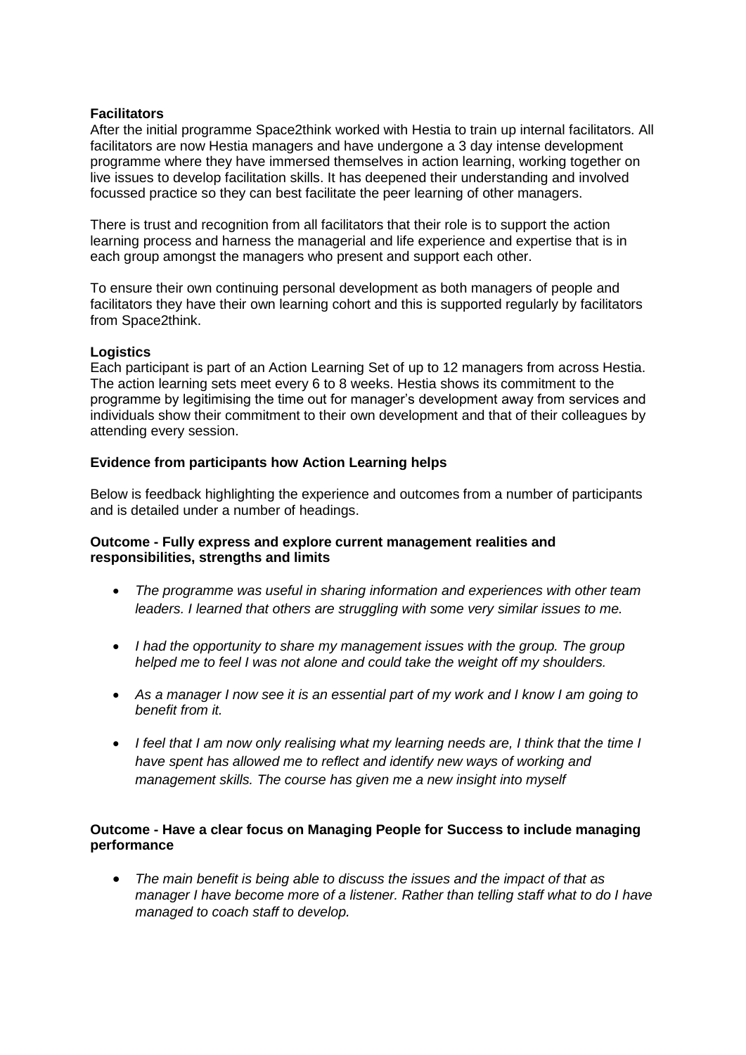**Facilitators**

After the initial programme Space2think worked with Hestia to train up internal facilitators. All facilitators are now Hestia managers and have undergone a 3 day intense development programme where they have immersed themselves in action learning, working together on live issues to develop facilitation skills. It has deepened their understanding and involved focussed practice so they can best facilitate the peer learning of other managers.

There is trust and recognition from all facilitators that their role is to support the action learning process and harness the managerial and life experience and expertise that is in each group amongst the managers who present and support each other.

To ensure their own continuing personal development as both managers of people and facilitators they have their own learning cohort and this is supported regularly by facilitators from Space2think.

**Logistics**

Each participant is part of an Action Learning Set of up to 12 managers from across Hestia. The action learning sets meet every 6 to 8 weeks. Hestia shows its commitment to the programme by legitimising the time out for manager's development away from services and individuals show their commitment to their own development and that of their colleagues by attending every session.

**Evidence from participants how Action Learning helps**

Below is feedback highlighting the experience and outcomes from a number of participants and is detailed under a number of headings.

**Outcome - Fully express and explore current management realities and responsibilities, strengths and limits**

- *The programme was useful in sharing information and experiences with other team leaders. I learned that others are struggling with some very similar issues to me.*
- *I had the opportunity to share my management issues with the group. The group helped me to feel I was not alone and could take the weight off my shoulders.*
- *As a manager I now see it is an essential part of my work and I know I am going to benefit from it.*
- *I feel that I am now only realising what my learning needs are, I think that the time I have spent has allowed me to reflect and identify new ways of working and management skills. The course has given me a new insight into myself*

**Outcome - Have a clear focus on Managing People for Success to include managing performance**

- *The main benefit is being able to discuss the issues and the impact of that as manager I have become more of a listener. Rather than telling staff what to do I have managed to coach staff to develop.*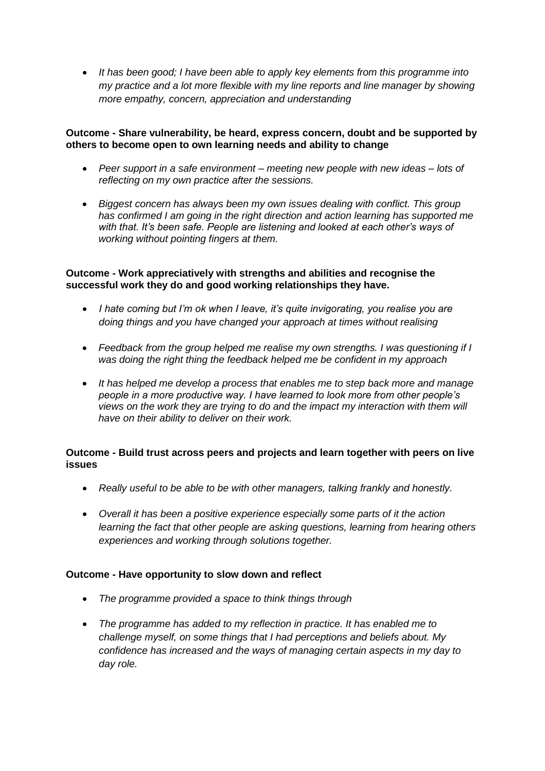- *It has been good; I have been able to apply key elements from this programme into my practice and a lot more flexible with my line reports and line manager by showing more empathy, concern, appreciation and understanding*

**Outcome - Share vulnerability, be heard, express concern, doubt and be supported by others to become open to own learning needs and ability to change**

- *Peer support in a safe environment – meeting new people with new ideas – lots of reflecting on my own practice after the sessions.*
- *Biggest concern has always been my own issues dealing with conflict. This group has confirmed I am going in the right direction and action learning has supported me with that. It's been safe. People are listening and looked at each other's ways of working without pointing fingers at them.*

**Outcome - Work appreciatively with strengths and abilities and recognise the successful work they do and good working relationships they have.**

- *I hate coming but I'm ok when I leave, it's quite invigorating, you realise you are doing things and you have changed your approach at times without realising*
- *Feedback from the group helped me realise my own strengths. I was questioning if I was doing the right thing the feedback helped me be confident in my approach*
- *It has helped me develop a process that enables me to step back more and manage people in a more productive way. I have learned to look more from other people's views on the work they are trying to do and the impact my interaction with them will have on their ability to deliver on their work.*

**Outcome - Build trust across peers and projects and learn together with peers on live issues**

- *Really useful to be able to be with other managers, talking frankly and honestly.*
- *Overall it has been a positive experience especially some parts of it the action learning the fact that other people are asking questions, learning from hearing others experiences and working through solutions together.*

**Outcome - Have opportunity to slow down and reflect**

- *The programme provided a space to think things through*
- *The programme has added to my reflection in practice. It has enabled me to challenge myself, on some things that I had perceptions and beliefs about. My confidence has increased and the ways of managing certain aspects in my day to day role.*